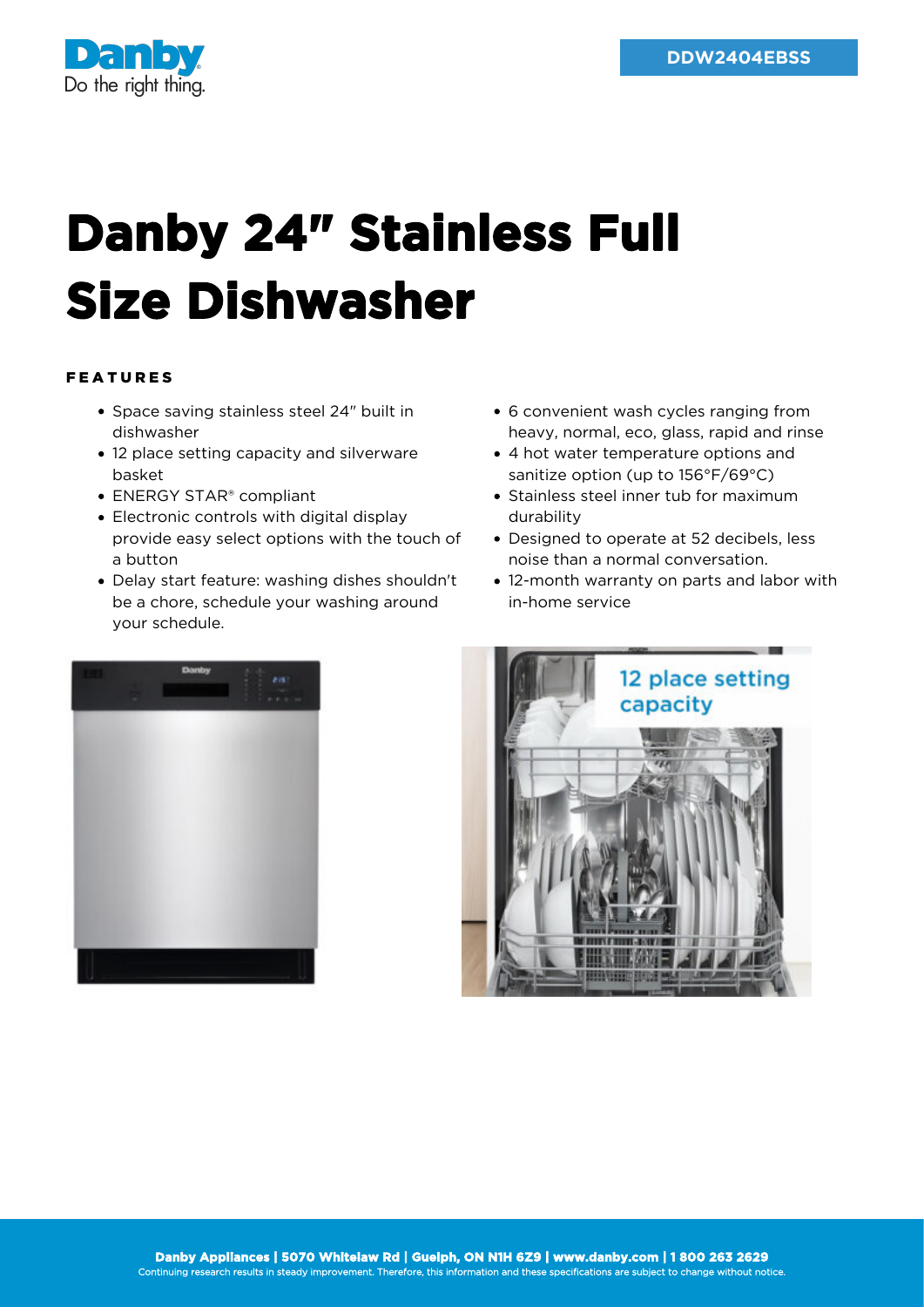Danby

Do the right thing.

DDW2404EBSS

# Danby 24" Stainless Full Size Dishwasher

## FEATURES

- Space saving stainless steel 24" built in dishwasher
- 12 place setting capacity and silverware basket
- ENERGY STAR® compliant
- Electronic controls with digital display provide easy select options with the touch of a button
- Delay start feature: washing dishes shouldn't be a chore, schedule your washing around your schedule.
- 6 convenient wash cycles ranging from heavy, normal, eco, glass, rapid and rinse
- 4 hot water temperature options and sanitize option (up to 156°F/69°C)
- Stainless steel inner tub for maximum durability
- Designed to operate at 52 decibels, less noise than a normal conversation.
- 12-month warranty on parts and labor with in-home service

12 place setting capacity

**Danby Appliances | 5070 Whitelaw Rd | Guelph, ON N1H 6Z9 | www.danby.com | 1 800 263 2629**

Continuing research results in steady improvement. Therefore, this information and these specifications are subject to change without notice.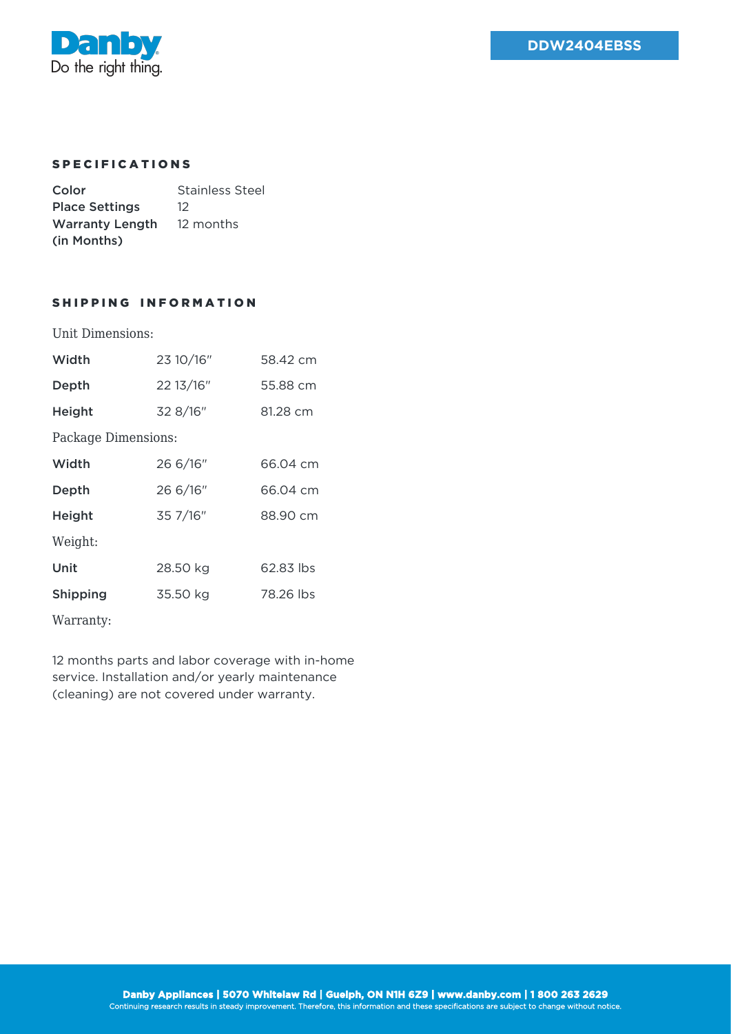DDW2404EBSS

## SPECIFICATIONS

| | |
|---|---|
| **Color** | Stainless Steel |
| **Place Settings** | 12 |
| **Warranty Length (in Months)** | 12 months |

## SHIPPING INFORMATION

Unit Dimensions:

| | | |
|---|---|---|
| **Width** | 23 10/16" | 58.42 cm |
| **Depth** | 22 13/16" | 55.88 cm |
| **Height** | 32 8/16" | 81.28 cm |

Package Dimensions:

| | | |
|---|---|---|
| **Width** | 26 6/16" | 66.04 cm |
| **Depth** | 26 6/16" | 66.04 cm |
| **Height** | 35 7/16" | 88.90 cm |

Weight:

| | | |
|---|---|---|
| **Unit** | 28.50 kg | 62.83 lbs |
| **Shipping** | 35.50 kg | 78.26 lbs |

Warranty:

12 months parts and labor coverage with in-home service. Installation and/or yearly maintenance (cleaning) are not covered under warranty.

**Danby Appliances | 5070 Whitelaw Rd | Guelph, ON N1H 6Z9 | www.danby.com | 1 800 263 2629**
Continuing research results in steady improvement. Therefore, this information and these specifications are subject to change without notice.